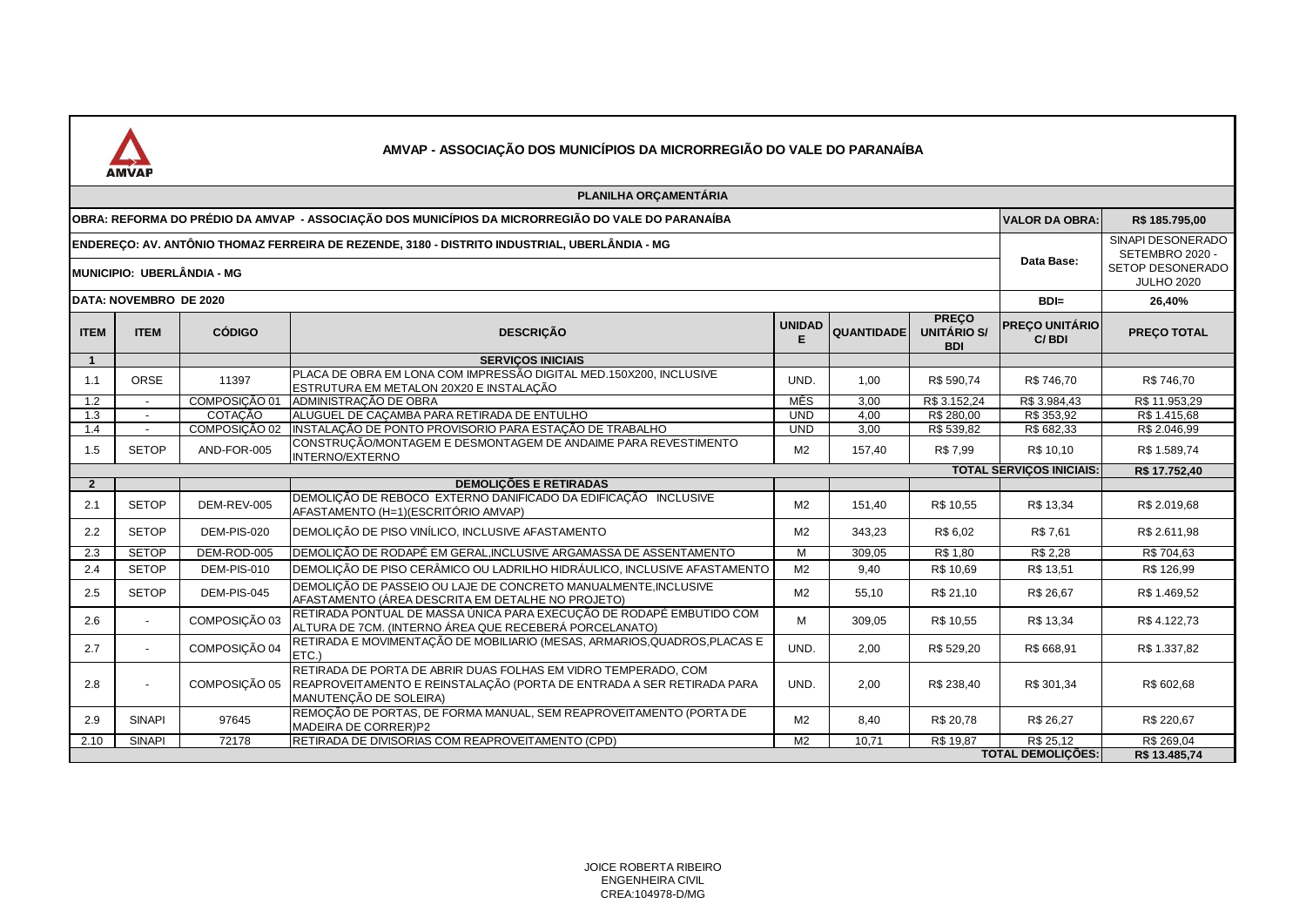# AMVAP - ASSOCIAÇÃO DOS MUNICÍPIOS DA MICRORREGIÃO DO VALE DO PARANAÍBA

## PLANILHA ORÇAMENTÁRIA

| | | | | | | | | |
|---|---|---|---|---|---|---|---|---|
| **OBRA: REFORMA DO PRÉDIO DA AMVAP - ASSOCIAÇÃO DOS MUNICÍPIOS DA MICRORREGIÃO DO VALE DO PARANAÍBA** | | | | | | | **VALOR DA OBRA:** | **R$ 185.795,00** |
| **ENDEREÇO: AV. ANTÔNIO THOMAZ FERREIRA DE REZENDE, 3180 - DISTRITO INDUSTRIAL, UBERLÂNDIA - MG** | | | | | | | **Data Base:** | SINAPI DESONERADO SETEMBRO 2020 - SETOP DESONERADO JULHO 2020 |
| **MUNICIPIO: UBERLÂNDIA - MG** | | | | | | | | |
| **DATA: NOVEMBRO DE 2020** | | | | | | | **BDI=** | **26,40%** |

| ITEM | ITEM | CÓDIGO | DESCRIÇÃO | UNIDADE | QUANTIDADE | PREÇO UNITÁRIO S/ BDI | PREÇO UNITÁRIO C/ BDI | PREÇO TOTAL |
|---|---|---|---|---|---|---|---|---|
| **1** | | | **SERVIÇOS INICIAIS** | | | | | |
| 1.1 | ORSE | 11397 | PLACA DE OBRA EM LONA COM IMPRESSÃO DIGITAL MED.150X200, INCLUSIVE ESTRUTURA EM METALON 20X20 E INSTALAÇÃO | UND. | 1,00 | R$ 590,74 | R$ 746,70 | R$ 746,70 |
| 1.2 | - | COMPOSIÇÃO 01 | ADMINISTRAÇÃO DE OBRA | MÊS | 3,00 | R$ 3.152,24 | R$ 3.984,43 | R$ 11.953,29 |
| 1.3 | - | COTAÇÃO | ALUGUEL DE CAÇAMBA PARA RETIRADA DE ENTULHO | UND | 4,00 | R$ 280,00 | R$ 353,92 | R$ 1.415,68 |
| 1.4 | - | COMPOSIÇÃO 02 | INSTALAÇÃO DE PONTO PROVISORIO PARA ESTAÇÃO DE TRABALHO | UND | 3,00 | R$ 539,82 | R$ 682,33 | R$ 2.046,99 |
| 1.5 | SETOP | AND-FOR-005 | CONSTRUÇÃO/MONTAGEM E DESMONTAGEM DE ANDAIME PARA REVESTIMENTO INTERNO/EXTERNO | M2 | 157,40 | R$ 7,99 | R$ 10,10 | R$ 1.589,74 |
| | | | | | | | **TOTAL SERVIÇOS INICIAIS:** | **R$ 17.752,40** |
| **2** | | | **DEMOLIÇÕES E RETIRADAS** | | | | | |
| 2.1 | SETOP | DEM-REV-005 | DEMOLIÇÃO DE REBOCO EXTERNO DANIFICADO DA EDIFICAÇÃO INCLUSIVE AFASTAMENTO (H=1)(ESCRITÓRIO AMVAP) | M2 | 151,40 | R$ 10,55 | R$ 13,34 | R$ 2.019,68 |
| 2.2 | SETOP | DEM-PIS-020 | DEMOLIÇÃO DE PISO VINÍLICO, INCLUSIVE AFASTAMENTO | M2 | 343,23 | R$ 6,02 | R$ 7,61 | R$ 2.611,98 |
| 2.3 | SETOP | DEM-ROD-005 | DEMOLIÇÃO DE RODAPÉ EM GERAL,INCLUSIVE ARGAMASSA DE ASSENTAMENTO | M | 309,05 | R$ 1,80 | R$ 2,28 | R$ 704,63 |
| 2.4 | SETOP | DEM-PIS-010 | DEMOLIÇÃO DE PISO CERÂMICO OU LADRILHO HIDRÁULICO, INCLUSIVE AFASTAMENTO | M2 | 9,40 | R$ 10,69 | R$ 13,51 | R$ 126,99 |
| 2.5 | SETOP | DEM-PIS-045 | DEMOLIÇÃO DE PASSEIO OU LAJE DE CONCRETO MANUALMENTE,INCLUSIVE AFASTAMENTO (ÁREA DESCRITA EM DETALHE NO PROJETO) | M2 | 55,10 | R$ 21,10 | R$ 26,67 | R$ 1.469,52 |
| 2.6 | - | COMPOSIÇÃO 03 | RETIRADA PONTUAL DE MASSA ÚNICA PARA EXECUÇÃO DE RODAPÉ EMBUTIDO COM ALTURA DE 7CM. (INTERNO ÁREA QUE RECEBERÁ PORCELANATO) | M | 309,05 | R$ 10,55 | R$ 13,34 | R$ 4.122,73 |
| 2.7 | - | COMPOSIÇÃO 04 | RETIRADA E MOVIMENTAÇÃO DE MOBILIARIO (MESAS, ARMARIOS,QUADROS,PLACAS E ETC.) | UND. | 2,00 | R$ 529,20 | R$ 668,91 | R$ 1.337,82 |
| 2.8 | - | COMPOSIÇÃO 05 | RETIRADA DE PORTA DE ABRIR DUAS FOLHAS EM VIDRO TEMPERADO, COM REAPROVEITAMENTO E REINSTALAÇÃO (PORTA DE ENTRADA A SER RETIRADA PARA MANUTENÇÃO DE SOLEIRA) | UND. | 2,00 | R$ 238,40 | R$ 301,34 | R$ 602,68 |
| 2.9 | SINAPI | 97645 | REMOÇÃO DE PORTAS, DE FORMA MANUAL, SEM REAPROVEITAMENTO (PORTA DE MADEIRA DE CORRER)P2 | M2 | 8,40 | R$ 20,78 | R$ 26,27 | R$ 220,67 |
| 2.10 | SINAPI | 72178 | RETIRADA DE DIVISORIAS COM REAPROVEITAMENTO (CPD) | M2 | 10,71 | R$ 19,87 | R$ 25,12 | R$ 269,04 |
| | | | | | | | **TOTAL DEMOLIÇÕES:** | **R$ 13.485,74** |

JOICE ROBERTA RIBEIRO
ENGENHEIRA CIVIL
CREA:104978-D/MG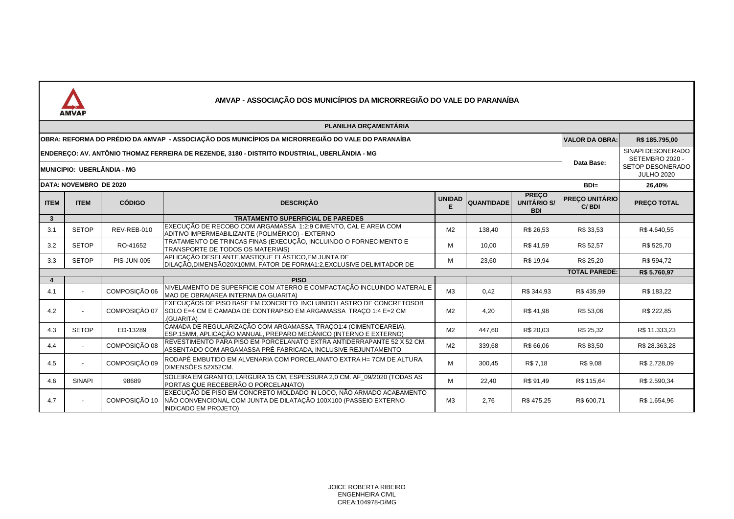# AMVAP - ASSOCIAÇÃO DOS MUNICÍPIOS DA MICRORREGIÃO DO VALE DO PARANAÍBA

## PLANILHA ORÇAMENTÁRIA

| | |
|---|---|
| **OBRA: REFORMA DO PRÉDIO DA AMVAP - ASSOCIAÇÃO DOS MUNICÍPIOS DA MICRORREGIÃO DO VALE DO PARANAÍBA** | **VALOR DA OBRA:** R$ 185.795,00 |
| **ENDEREÇO: AV. ANTÔNIO THOMAZ FERREIRA DE REZENDE, 3180 - DISTRITO INDUSTRIAL, UBERLÂNDIA - MG** | **Data Base:** SINAPI DESONERADO SETEMBRO 2020 - SETOP DESONERADO JULHO 2020 |
| **MUNICIPIO: UBERLÂNDIA - MG** | |
| **DATA: NOVEMBRO DE 2020** | **BDI=** 26,40% |

| ITEM | ITEM | CÓDIGO | DESCRIÇÃO | UNIDADE | QUANTIDADE | PREÇO UNITÁRIO S/ BDI | PREÇO UNITÁRIO C/ BDI | PREÇO TOTAL |
|---|---|---|---|---|---|---|---|---|
| **3** | | | **TRATAMENTO SUPERFICIAL DE PAREDES** | | | | | |
| 3.1 | SETOP | REV-REB-010 | EXECUÇÃO DE RECOBO COM ARGAMASSA 1:2:9 CIMENTO, CAL E AREIA COM ADITIVO IMPERMEABILIZANTE (POLIMÉRICO) - EXTERNO | M2 | 138,40 | R$ 26,53 | R$ 33,53 | R$ 4.640,55 |
| 3.2 | SETOP | RO-41652 | TRATAMENTO DE TRINCAS FINAS (EXECUÇÃO, INCLUINDO O FORNECIMENTO E TRANSPORTE DE TODOS OS MATERIAIS) | M | 10,00 | R$ 41,59 | R$ 52,57 | R$ 525,70 |
| 3.3 | SETOP | PIS-JUN-005 | APLICAÇÃO DESELANTE,MASTIQUE ELÁSTICO,EM JUNTA DE DILAÇÃO,DIMENSÃO20X10MM, FATOR DE FORMA1:2,EXCLUSIVE DELIMITADOR DE | M | 23,60 | R$ 19,94 | R$ 25,20 | R$ 594,72 |
| | | | | | | | **TOTAL PAREDE:** | **R$ 5.760,97** |
| **4** | | | **PISO** | | | | | |
| 4.1 | - | COMPOSIÇÃO 06 | NIVELAMENTO DE SUPERFICIE COM ATERRO E COMPACTAÇÃO INCLUINDO MATERIAL E MAO DE OBRA(AREA INTERNA DA GUARITA) | M3 | 0,42 | R$ 344,93 | R$ 435,99 | R$ 183,22 |
| 4.2 | - | COMPOSIÇÃO 07 | EXECUÇÃOS DE PISO BASE EM CONCRETO INCLUINDO LASTRO DE CONCRETOSOB SOLO E=4 CM E CAMADA DE CONTRAPISO EM ARGAMASSA TRAÇO 1:4 E=2 CM .(GUARITA) | M2 | 4,20 | R$ 41,98 | R$ 53,06 | R$ 222,85 |
| 4.3 | SETOP | ED-13289 | CAMADA DE REGULARIZAÇÃO COM ARGAMASSA, TRAÇO1:4 (CIMENTOEAREIA), ESP.15MM, APLICAÇÃO MANUAL, PREPARO MECÂNICO (INTERNO E EXTERNO) | M2 | 447,60 | R$ 20,03 | R$ 25,32 | R$ 11.333,23 |
| 4.4 | - | COMPOSIÇÃO 08 | REVESTIMENTO PARA PISO EM PORCELANATO EXTRA ANTIDERRAPANTE 52 X 52 CM, ASSENTADO COM ARGAMASSA PRÉ-FABRICADA, INCLUSIVE REJUNTAMENTO | M2 | 339,68 | R$ 66,06 | R$ 83,50 | R$ 28.363,28 |
| 4.5 | - | COMPOSIÇÃO 09 | RODAPÉ EMBUTIDO EM ALVENARIA COM PORCELANATO EXTRA H= 7CM DE ALTURA, DIMENSÕES 52X52CM. | M | 300,45 | R$ 7,18 | R$ 9,08 | R$ 2.728,09 |
| 4.6 | SINAPI | 98689 | SOLEIRA EM GRANITO, LARGURA 15 CM, ESPESSURA 2,0 CM. AF_09/2020 (TODAS AS PORTAS QUE RECEBERÃO O PORCELANATO) | M | 22,40 | R$ 91,49 | R$ 115,64 | R$ 2.590,34 |
| 4.7 | - | COMPOSIÇÃO 10 | EXECUÇÃO DE PISO EM CONCRETO MOLDADO IN LOCO, NÃO ARMADO ACABAMENTO NÃO CONVENCIONAL COM JUNTA DE DILATAÇÃO 100X100 (PASSEIO EXTERNO INDICADO EM PROJETO) | M3 | 2,76 | R$ 475,25 | R$ 600,71 | R$ 1.654,96 |

JOICE ROBERTA RIBEIRO
ENGENHEIRA CIVIL
CREA:104978-D/MG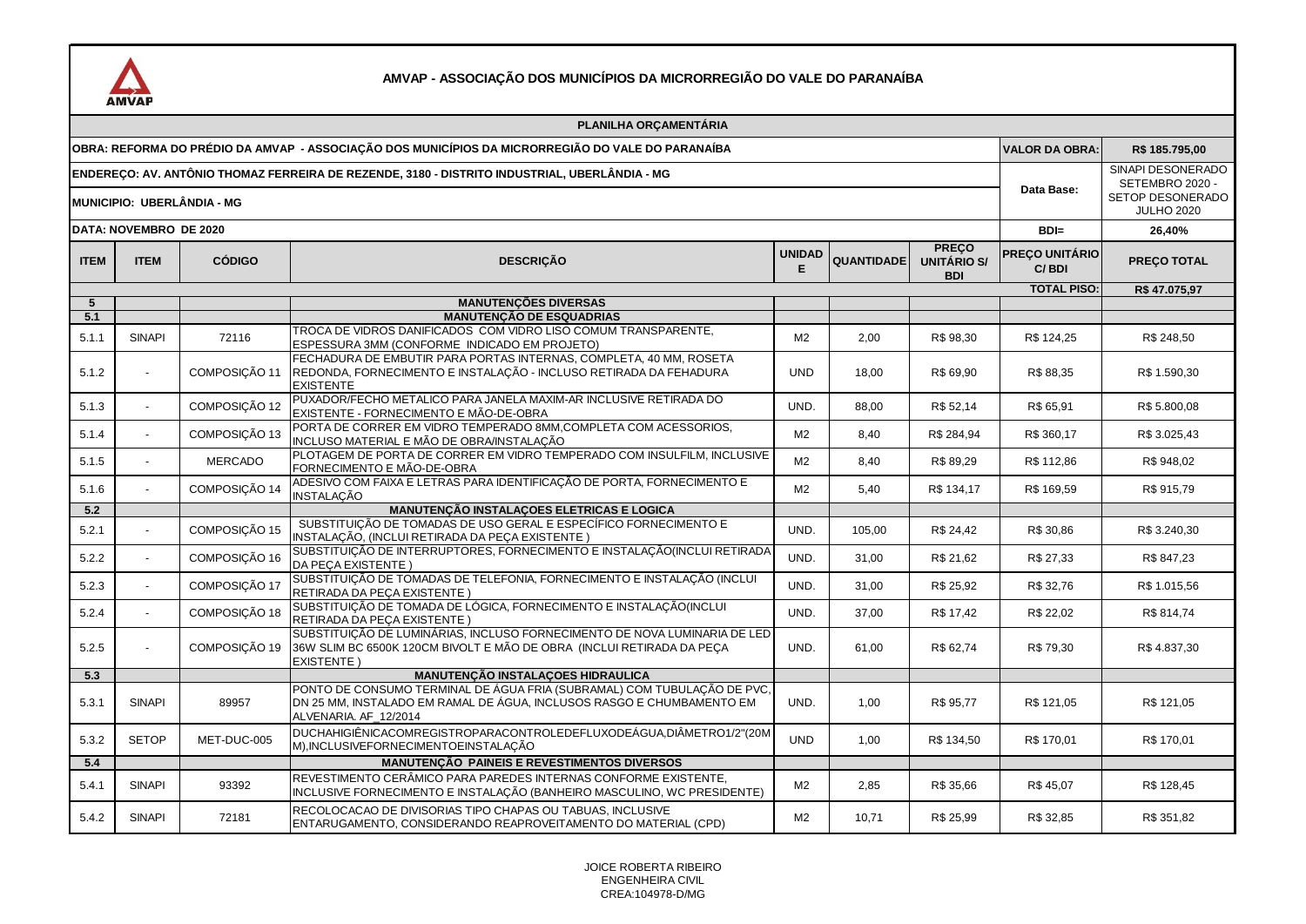## AMVAP - ASSOCIAÇÃO DOS MUNICÍPIOS DA MICRORREGIÃO DO VALE DO PARANAÍBA

**PLANILHA ORÇAMENTÁRIA**

| | | | | | | | | |
|---|---|---|---|---|---|---|---|---|
| **OBRA: REFORMA DO PRÉDIO DA AMVAP - ASSOCIAÇÃO DOS MUNICÍPIOS DA MICRORREGIÃO DO VALE DO PARANAÍBA** | | | | | | | **VALOR DA OBRA:** | **R$ 185.795,00** |
| **ENDEREÇO: AV. ANTÔNIO THOMAZ FERREIRA DE REZENDE, 3180 - DISTRITO INDUSTRIAL, UBERLÂNDIA - MG** | | | | | | | **Data Base:** | SINAPI DESONERADO SETEMBRO 2020 - SETOP DESONERADO JULHO 2020 |
| **MUNICIPIO: UBERLÂNDIA - MG** | | | | | | | | |
| **DATA: NOVEMBRO DE 2020** | | | | | | | **BDI=** | **26,40%** |

| ITEM | ITEM | CÓDIGO | DESCRIÇÃO | UNIDADE | QUANTIDADE | PREÇO UNITÁRIO S/ BDI | PREÇO UNITÁRIO C/ BDI | PREÇO TOTAL |
|---|---|---|---|---|---|---|---|---|
| | | | | | | | **TOTAL PISO:** | **R$ 47.075,97** |
| **5** | | | **MANUTENÇÕES DIVERSAS** | | | | | |
| **5.1** | | | **MANUTENÇÃO DE ESQUADRIAS** | | | | | |
| 5.1.1 | SINAPI | 72116 | TROCA DE VIDROS DANIFICADOS COM VIDRO LISO COMUM TRANSPARENTE, ESPESSURA 3MM (CONFORME INDICADO EM PROJETO) | M2 | 2,00 | R$ 98,30 | R$ 124,25 | R$ 248,50 |
| 5.1.2 | - | COMPOSIÇÃO 11 | FECHADURA DE EMBUTIR PARA PORTAS INTERNAS, COMPLETA, 40 MM, ROSETA REDONDA, FORNECIMENTO E INSTALAÇÃO - INCLUSO RETIRADA DA FEHADURA EXISTENTE | UND | 18,00 | R$ 69,90 | R$ 88,35 | R$ 1.590,30 |
| 5.1.3 | - | COMPOSIÇÃO 12 | PUXADOR/FECHO METALICO PARA JANELA MAXIM-AR INCLUSIVE RETIRADA DO EXISTENTE - FORNECIMENTO E MÃO-DE-OBRA | UND. | 88,00 | R$ 52,14 | R$ 65,91 | R$ 5.800,08 |
| 5.1.4 | - | COMPOSIÇÃO 13 | PORTA DE CORRER EM VIDRO TEMPERADO 8MM,COMPLETA COM ACESSORIOS, INCLUSO MATERIAL E MÃO DE OBRA/INSTALAÇÃO | M2 | 8,40 | R$ 284,94 | R$ 360,17 | R$ 3.025,43 |
| 5.1.5 | - | MERCADO | PLOTAGEM DE PORTA DE CORRER EM VIDRO TEMPERADO COM INSULFILM, INCLUSIVE FORNECIMENTO E MÃO-DE-OBRA | M2 | 8,40 | R$ 89,29 | R$ 112,86 | R$ 948,02 |
| 5.1.6 | - | COMPOSIÇÃO 14 | ADESIVO COM FAIXA E LETRAS PARA IDENTIFICAÇÃO DE PORTA, FORNECIMENTO E INSTALAÇÃO | M2 | 5,40 | R$ 134,17 | R$ 169,59 | R$ 915,79 |
| **5.2** | | | **MANUTENÇÃO INSTALAÇOES ELETRICAS E LOGICA** | | | | | |
| 5.2.1 | - | COMPOSIÇÃO 15 | SUBSTITUIÇÃO DE TOMADAS DE USO GERAL E ESPECÍFICO FORNECIMENTO E INSTALAÇÃO, (INCLUI RETIRADA DA PEÇA EXISTENTE ) | UND. | 105,00 | R$ 24,42 | R$ 30,86 | R$ 3.240,30 |
| 5.2.2 | - | COMPOSIÇÃO 16 | SUBSTITUIÇÃO DE INTERRUPTORES, FORNECIMENTO E INSTALAÇÃO(INCLUI RETIRADA DA PEÇA EXISTENTE ) | UND. | 31,00 | R$ 21,62 | R$ 27,33 | R$ 847,23 |
| 5.2.3 | - | COMPOSIÇÃO 17 | SUBSTITUIÇÃO DE TOMADAS DE TELEFONIA, FORNECIMENTO E INSTALAÇÃO (INCLUI RETIRADA DA PEÇA EXISTENTE ) | UND. | 31,00 | R$ 25,92 | R$ 32,76 | R$ 1.015,56 |
| 5.2.4 | - | COMPOSIÇÃO 18 | SUBSTITUIÇÃO DE TOMADA DE LÓGICA, FORNECIMENTO E INSTALAÇÃO(INCLUI RETIRADA DA PEÇA EXISTENTE ) | UND. | 37,00 | R$ 17,42 | R$ 22,02 | R$ 814,74 |
| 5.2.5 | - | COMPOSIÇÃO 19 | SUBSTITUIÇÃO DE LUMINÁRIAS, INCLUSO FORNECIMENTO DE NOVA LUMINARIA DE LED 36W SLIM BC 6500K 120CM BIVOLT E MÃO DE OBRA (INCLUI RETIRADA DA PEÇA EXISTENTE ) | UND. | 61,00 | R$ 62,74 | R$ 79,30 | R$ 4.837,30 |
| **5.3** | | | **MANUTENÇÃO INSTALAÇOES HIDRAULICA** | | | | | |
| 5.3.1 | SINAPI | 89957 | PONTO DE CONSUMO TERMINAL DE ÁGUA FRIA (SUBRAMAL) COM TUBULAÇÃO DE PVC, DN 25 MM, INSTALADO EM RAMAL DE ÁGUA, INCLUSOS RASGO E CHUMBAMENTO EM ALVENARIA. AF_12/2014 | UND. | 1,00 | R$ 95,77 | R$ 121,05 | R$ 121,05 |
| 5.3.2 | SETOP | MET-DUC-005 | DUCHAHIGIÊNICACOMREGISTROPARACONTROLEDEFLUXODEÁGUA,DIÂMETRO1/2"(20MM),INCLUSIVEFORNECIMENTOEINSTALAÇÃO | UND | 1,00 | R$ 134,50 | R$ 170,01 | R$ 170,01 |
| **5.4** | | | **MANUTENÇÃO PAINEIS E REVESTIMENTOS DIVERSOS** | | | | | |
| 5.4.1 | SINAPI | 93392 | REVESTIMENTO CERÂMICO PARA PAREDES INTERNAS CONFORME EXISTENTE, INCLUSIVE FORNECIMENTO E INSTALAÇÃO (BANHEIRO MASCULINO, WC PRESIDENTE) | M2 | 2,85 | R$ 35,66 | R$ 45,07 | R$ 128,45 |
| 5.4.2 | SINAPI | 72181 | RECOLOCACAO DE DIVISORIAS TIPO CHAPAS OU TABUAS, INCLUSIVE ENTARUGAMENTO, CONSIDERANDO REAPROVEITAMENTO DO MATERIAL (CPD) | M2 | 10,71 | R$ 25,99 | R$ 32,85 | R$ 351,82 |

JOICE ROBERTA RIBEIRO
ENGENHEIRA CIVIL
CREA:104978-D/MG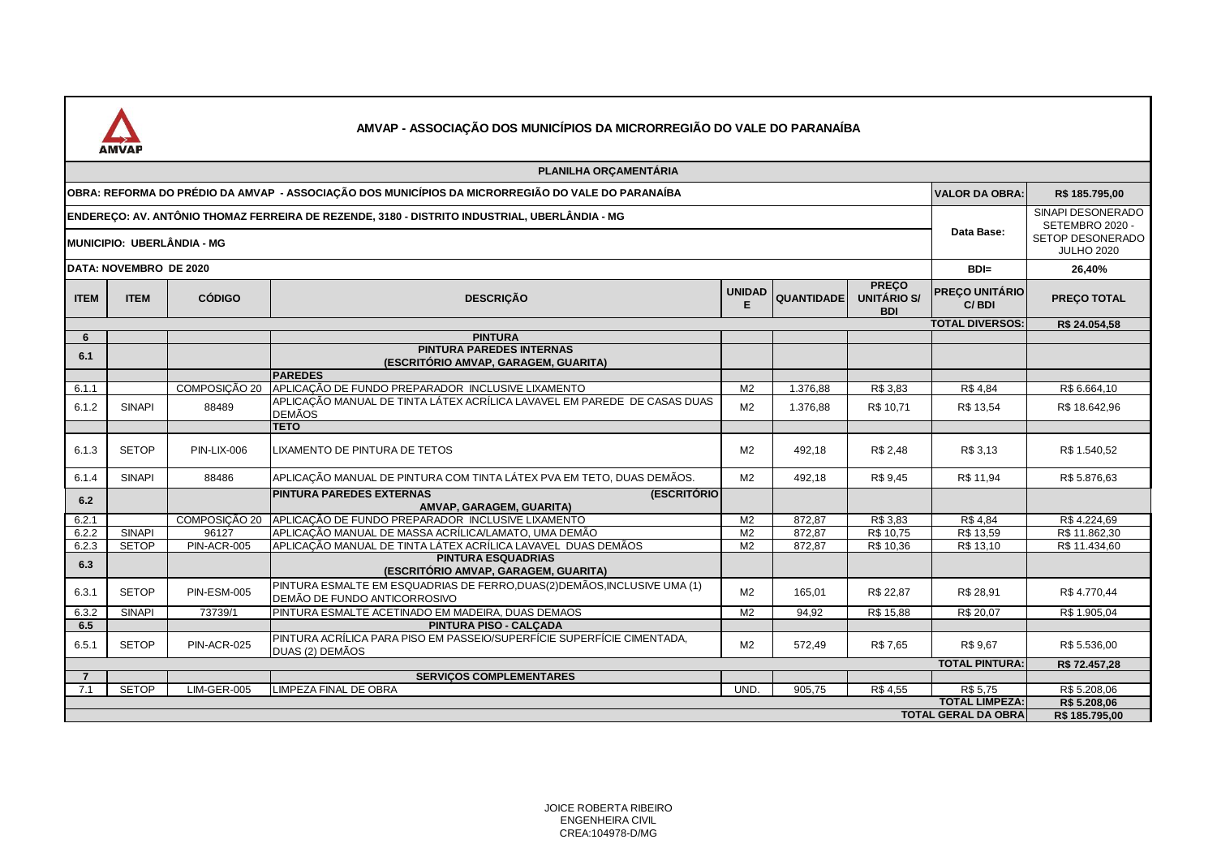# AMVAP - ASSOCIAÇÃO DOS MUNICÍPIOS DA MICRORREGIÃO DO VALE DO PARANAÍBA

## PLANILHA ORÇAMENTÁRIA

| | | | | | | | | |
|---|---|---|---|---|---|---|---|---|
| OBRA: REFORMA DO PRÉDIO DA AMVAP - ASSOCIAÇÃO DOS MUNICÍPIOS DA MICRORREGIÃO DO VALE DO PARANAÍBA | | | | | | | VALOR DA OBRA: | R$ 185.795,00 |
| ENDEREÇO: AV. ANTÔNIO THOMAZ FERREIRA DE REZENDE, 3180 - DISTRITO INDUSTRIAL, UBERLÂNDIA - MG | | | | | | | Data Base: | SINAPI DESONERADO SETEMBRO 2020 - SETOP DESONERADO JULHO 2020 |
| MUNICIPIO: UBERLÂNDIA - MG | | | | | | | | |
| DATA: NOVEMBRO DE 2020 | | | | | | | BDI= | 26,40% |

| ITEM | ITEM | CÓDIGO | DESCRIÇÃO | UNIDADE | QUANTIDADE | PREÇO UNITÁRIO S/ BDI | PREÇO UNITÁRIO C/ BDI | PREÇO TOTAL |
|---|---|---|---|---|---|---|---|---|
| | | | | | | | TOTAL DIVERSOS: | R$ 24.054,58 |
| 6 | | | PINTURA | | | | | |
| 6.1 | | | PINTURA PAREDES INTERNAS (ESCRITÓRIO AMVAP, GARAGEM, GUARITA) | | | | | |
| | | | PAREDES | | | | | |
| 6.1.1 | | COMPOSIÇÃO 20 | APLICAÇÃO DE FUNDO PREPARADOR INCLUSIVE LIXAMENTO | M2 | 1.376,88 | R$ 3,83 | R$ 4,84 | R$ 6.664,10 |
| 6.1.2 | SINAPI | 88489 | APLICAÇÃO MANUAL DE TINTA LÁTEX ACRÍLICA LAVAVEL EM PAREDE DE CASAS DUAS DEMÃOS | M2 | 1.376,88 | R$ 10,71 | R$ 13,54 | R$ 18.642,96 |
| | | | TETO | | | | | |
| 6.1.3 | SETOP | PIN-LIX-006 | LIXAMENTO DE PINTURA DE TETOS | M2 | 492,18 | R$ 2,48 | R$ 3,13 | R$ 1.540,52 |
| 6.1.4 | SINAPI | 88486 | APLICAÇÃO MANUAL DE PINTURA COM TINTA LÁTEX PVA EM TETO, DUAS DEMÃOS. | M2 | 492,18 | R$ 9,45 | R$ 11,94 | R$ 5.876,63 |
| 6.2 | | | PINTURA PAREDES EXTERNAS (ESCRITÓRIO AMVAP, GARAGEM, GUARITA) | | | | | |
| 6.2.1 | | COMPOSIÇÃO 20 | APLICAÇÃO DE FUNDO PREPARADOR INCLUSIVE LIXAMENTO | M2 | 872,87 | R$ 3,83 | R$ 4,84 | R$ 4.224,69 |
| 6.2.2 | SINAPI | 96127 | APLICAÇÃO MANUAL DE MASSA ACRÍLICA/LAMATO, UMA DEMÃO | M2 | 872,87 | R$ 10,75 | R$ 13,59 | R$ 11.862,30 |
| 6.2.3 | SETOP | PIN-ACR-005 | APLICAÇÃO MANUAL DE TINTA LÁTEX ACRÍLICA LAVAVEL DUAS DEMÃOS | M2 | 872,87 | R$ 10,36 | R$ 13,10 | R$ 11.434,60 |
| 6.3 | | | PINTURA ESQUADRIAS (ESCRITÓRIO AMVAP, GARAGEM, GUARITA) | | | | | |
| 6.3.1 | SETOP | PIN-ESM-005 | PINTURA ESMALTE EM ESQUADRIAS DE FERRO,DUAS(2)DEMÃOS,INCLUSIVE UMA (1) DEMÃO DE FUNDO ANTICORROSIVO | M2 | 165,01 | R$ 22,87 | R$ 28,91 | R$ 4.770,44 |
| 6.3.2 | SINAPI | 73739/1 | PINTURA ESMALTE ACETINADO EM MADEIRA, DUAS DEMAOS | M2 | 94,92 | R$ 15,88 | R$ 20,07 | R$ 1.905,04 |
| 6.5 | | | PINTURA PISO - CALÇADA | | | | | |
| 6.5.1 | SETOP | PIN-ACR-025 | PINTURA ACRÍLICA PARA PISO EM PASSEIO/SUPERFÍCIE SUPERFÍCIE CIMENTADA, DUAS (2) DEMÃOS | M2 | 572,49 | R$ 7,65 | R$ 9,67 | R$ 5.536,00 |
| | | | | | | | TOTAL PINTURA: | R$ 72.457,28 |
| 7 | | | SERVIÇOS COMPLEMENTARES | | | | | |
| 7.1 | SETOP | LIM-GER-005 | LIMPEZA FINAL DE OBRA | UND. | 905,75 | R$ 4,55 | R$ 5,75 | R$ 5.208,06 |
| | | | | | | | TOTAL LIMPEZA: | R$ 5.208,06 |
| | | | | | | | TOTAL GERAL DA OBRA | R$ 185.795,00 |

JOICE ROBERTA RIBEIRO
ENGENHEIRA CIVIL
CREA:104978-D/MG